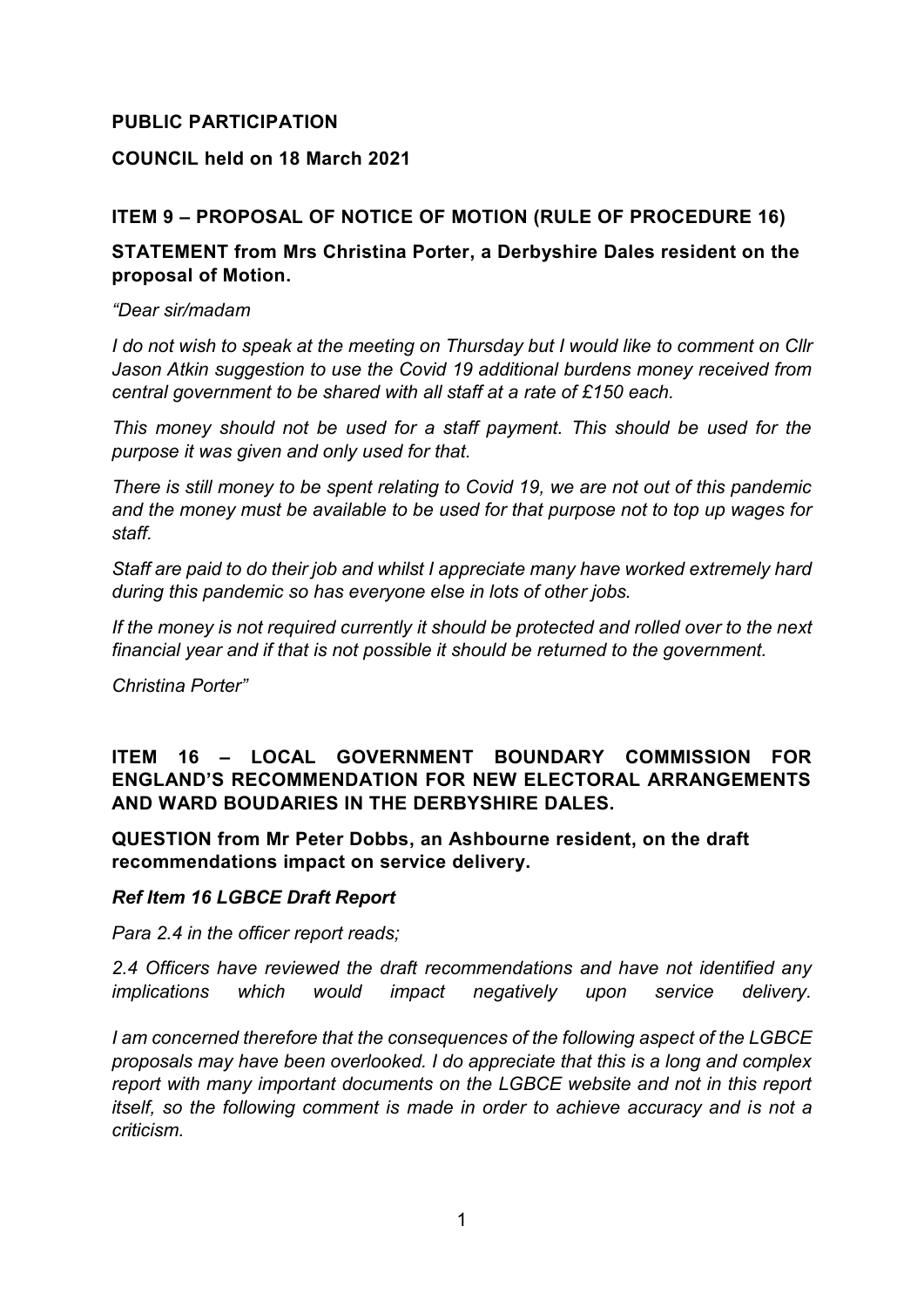**PUBLIC PARTICIPATION**

**COUNCIL held on 18 March 2021**

**ITEM 9 – PROPOSAL OF NOTICE OF MOTION (RULE OF PROCEDURE 16)**

**STATEMENT from Mrs Christina Porter, a Derbyshire Dales resident on the proposal of Motion.**

*"Dear sir/madam*

*I do not wish to speak at the meeting on Thursday but I would like to comment on Cllr Jason Atkin suggestion to use the Covid 19 additional burdens money received from central government to be shared with all staff at a rate of £150 each.*

*This money should not be used for a staff payment. This should be used for the purpose it was given and only used for that.*

*There is still money to be spent relating to Covid 19, we are not out of this pandemic and the money must be available to be used for that purpose not to top up wages for staff.*

*Staff are paid to do their job and whilst I appreciate many have worked extremely hard during this pandemic so has everyone else in lots of other jobs.*

*If the money is not required currently it should be protected and rolled over to the next financial year and if that is not possible it should be returned to the government.*

*Christina Porter"*

**ITEM 16 – LOCAL GOVERNMENT BOUNDARY COMMISSION FOR ENGLAND'S RECOMMENDATION FOR NEW ELECTORAL ARRANGEMENTS AND WARD BOUDARIES IN THE DERBYSHIRE DALES.**

**QUESTION from Mr Peter Dobbs, an Ashbourne resident, on the draft recommendations impact on service delivery.**

***Ref Item 16 LGBCE Draft Report***

*Para 2.4 in the officer report reads;*

*2.4 Officers have reviewed the draft recommendations and have not identified any implications which would impact negatively upon service delivery.*

*I am concerned therefore that the consequences of the following aspect of the LGBCE proposals may have been overlooked. I do appreciate that this is a long and complex report with many important documents on the LGBCE website and not in this report itself, so the following comment is made in order to achieve accuracy and is not a criticism.*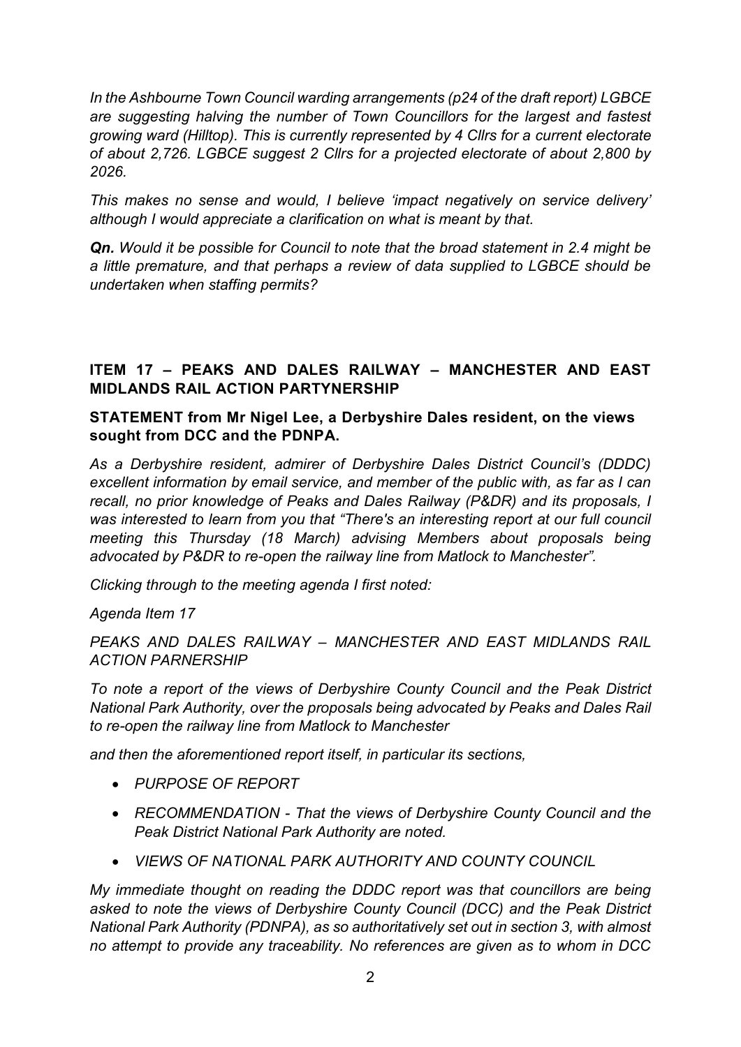*In the Ashbourne Town Council warding arrangements (p24 of the draft report) LGBCE are suggesting halving the number of Town Councillors for the largest and fastest growing ward (Hilltop). This is currently represented by 4 Cllrs for a current electorate of about 2,726. LGBCE suggest 2 Cllrs for a projected electorate of about 2,800 by 2026.*

*This makes no sense and would, I believe 'impact negatively on service delivery' although I would appreciate a clarification on what is meant by that.*

***Qn.*** *Would it be possible for Council to note that the broad statement in 2.4 might be a little premature, and that perhaps a review of data supplied to LGBCE should be undertaken when staffing permits?*

## ITEM 17 – PEAKS AND DALES RAILWAY – MANCHESTER AND EAST MIDLANDS RAIL ACTION PARTYNERSHIP

**STATEMENT from Mr Nigel Lee, a Derbyshire Dales resident, on the views sought from DCC and the PDNPA.**

*As a Derbyshire resident, admirer of Derbyshire Dales District Council's (DDDC) excellent information by email service, and member of the public with, as far as I can recall, no prior knowledge of Peaks and Dales Railway (P&DR) and its proposals, I was interested to learn from you that "There's an interesting report at our full council meeting this Thursday (18 March) advising Members about proposals being advocated by P&DR to re-open the railway line from Matlock to Manchester".*

*Clicking through to the meeting agenda I first noted:*

*Agenda Item 17*

*PEAKS AND DALES RAILWAY – MANCHESTER AND EAST MIDLANDS RAIL ACTION PARNERSHIP*

*To note a report of the views of Derbyshire County Council and the Peak District National Park Authority, over the proposals being advocated by Peaks and Dales Rail to re-open the railway line from Matlock to Manchester*

*and then the aforementioned report itself, in particular its sections,*

- *PURPOSE OF REPORT*
- *RECOMMENDATION - That the views of Derbyshire County Council and the Peak District National Park Authority are noted.*
- *VIEWS OF NATIONAL PARK AUTHORITY AND COUNTY COUNCIL*

*My immediate thought on reading the DDDC report was that councillors are being asked to note the views of Derbyshire County Council (DCC) and the Peak District National Park Authority (PDNPA), as so authoritatively set out in section 3, with almost no attempt to provide any traceability. No references are given as to whom in DCC*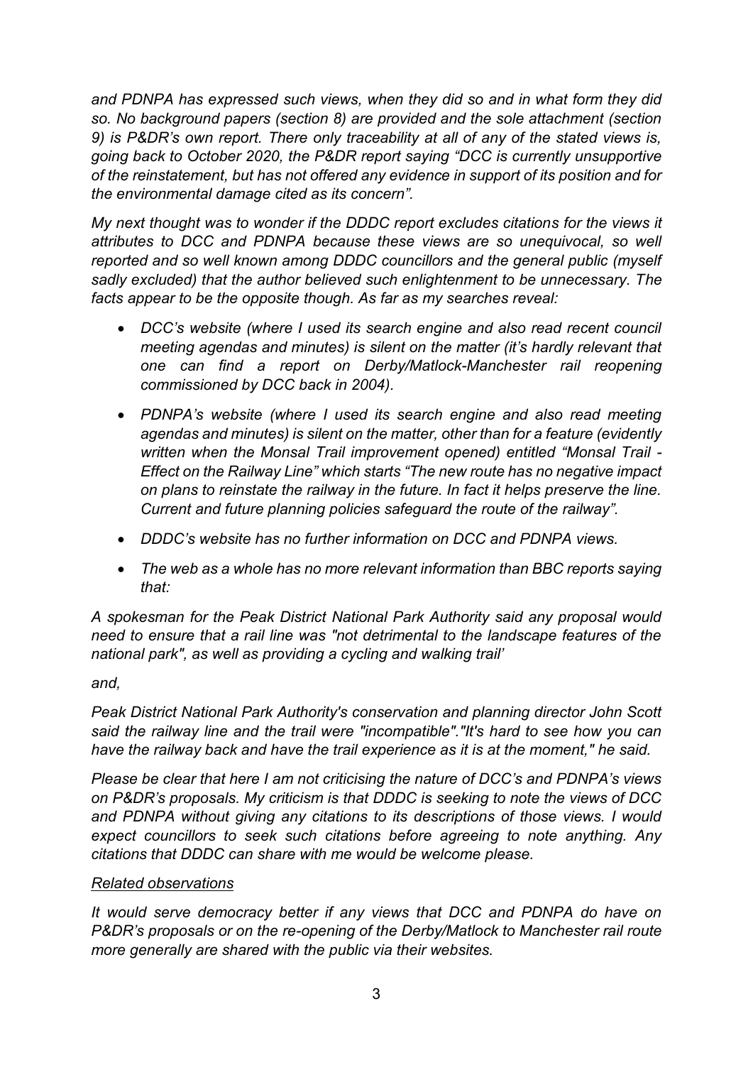*and PDNPA has expressed such views, when they did so and in what form they did so. No background papers (section 8) are provided and the sole attachment (section 9) is P&DR's own report. There only traceability at all of any of the stated views is, going back to October 2020, the P&DR report saying "DCC is currently unsupportive of the reinstatement, but has not offered any evidence in support of its position and for the environmental damage cited as its concern".*

*My next thought was to wonder if the DDDC report excludes citations for the views it attributes to DCC and PDNPA because these views are so unequivocal, so well reported and so well known among DDDC councillors and the general public (myself sadly excluded) that the author believed such enlightenment to be unnecessary. The facts appear to be the opposite though. As far as my searches reveal:*

- *DCC's website (where I used its search engine and also read recent council meeting agendas and minutes) is silent on the matter (it's hardly relevant that one can find a report on Derby/Matlock-Manchester rail reopening commissioned by DCC back in 2004).*
- *PDNPA's website (where I used its search engine and also read meeting agendas and minutes) is silent on the matter, other than for a feature (evidently written when the Monsal Trail improvement opened) entitled "Monsal Trail - Effect on the Railway Line" which starts "The new route has no negative impact on plans to reinstate the railway in the future. In fact it helps preserve the line. Current and future planning policies safeguard the route of the railway".*
- *DDDC's website has no further information on DCC and PDNPA views.*
- *The web as a whole has no more relevant information than BBC reports saying that:*

*A spokesman for the Peak District National Park Authority said any proposal would need to ensure that a rail line was "not detrimental to the landscape features of the national park", as well as providing a cycling and walking trail'*

*and,*

*Peak District National Park Authority's conservation and planning director John Scott said the railway line and the trail were "incompatible"."It's hard to see how you can have the railway back and have the trail experience as it is at the moment," he said.*

*Please be clear that here I am not criticising the nature of DCC's and PDNPA's views on P&DR's proposals. My criticism is that DDDC is seeking to note the views of DCC and PDNPA without giving any citations to its descriptions of those views. I would expect councillors to seek such citations before agreeing to note anything. Any citations that DDDC can share with me would be welcome please.*

*<u>Related observations</u>*

*It would serve democracy better if any views that DCC and PDNPA do have on P&DR's proposals or on the re-opening of the Derby/Matlock to Manchester rail route more generally are shared with the public via their websites.*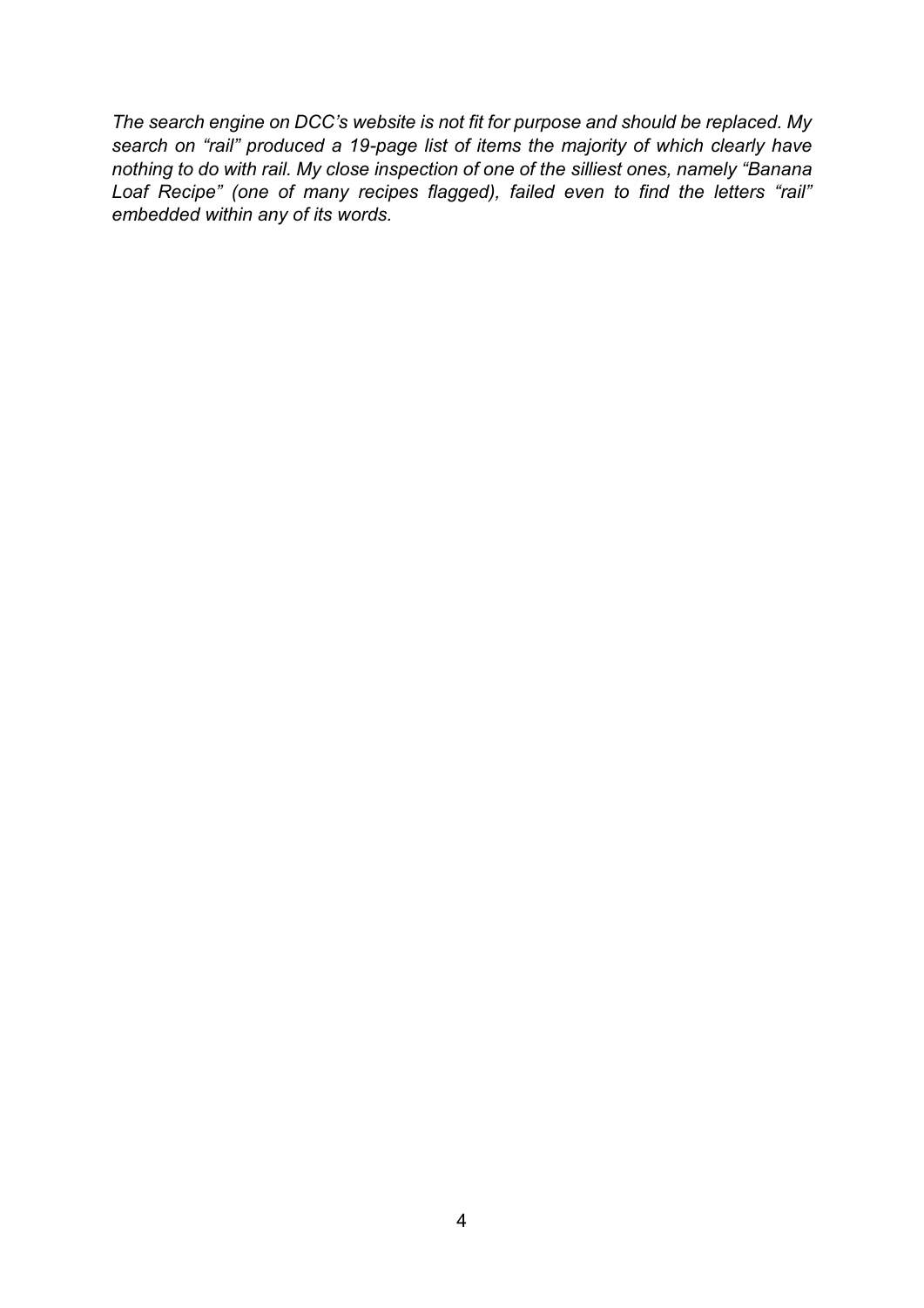*The search engine on DCC's website is not fit for purpose and should be replaced. My search on "rail" produced a 19-page list of items the majority of which clearly have nothing to do with rail. My close inspection of one of the silliest ones, namely "Banana Loaf Recipe" (one of many recipes flagged), failed even to find the letters "rail" embedded within any of its words.*